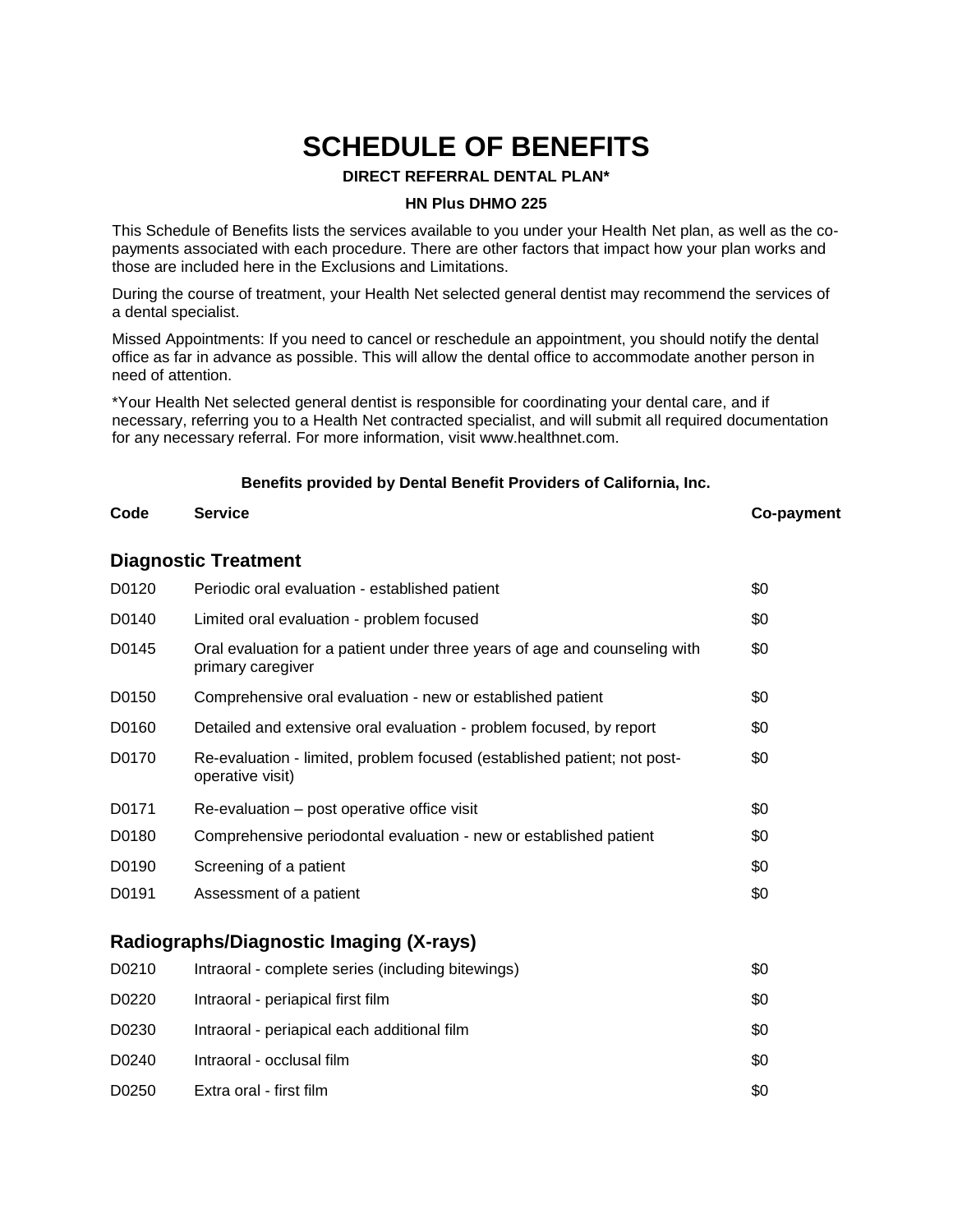# SCHEDULE OF BENEFITS

**DIRECT REFERRAL DENTAL PLAN***

**HN Plus DHMO 225**

This Schedule of Benefits lists the services available to you under your Health Net plan, as well as the co-payments associated with each procedure. There are other factors that impact how your plan works and those are included here in the Exclusions and Limitations.

During the course of treatment, your Health Net selected general dentist may recommend the services of a dental specialist.

Missed Appointments: If you need to cancel or reschedule an appointment, you should notify the dental office as far in advance as possible. This will allow the dental office to accommodate another person in need of attention.

*Your Health Net selected general dentist is responsible for coordinating your dental care, and if necessary, referring you to a Health Net contracted specialist, and will submit all required documentation for any necessary referral. For more information, visit www.healthnet.com.

**Benefits provided by Dental Benefit Providers of California, Inc.**

| Code | Service | Co-payment |
|---|---|---|
| **Diagnostic Treatment** | | |
| D0120 | Periodic oral evaluation - established patient | $0 |
| D0140 | Limited oral evaluation - problem focused | $0 |
| D0145 | Oral evaluation for a patient under three years of age and counseling with primary caregiver | $0 |
| D0150 | Comprehensive oral evaluation - new or established patient | $0 |
| D0160 | Detailed and extensive oral evaluation - problem focused, by report | $0 |
| D0170 | Re-evaluation - limited, problem focused (established patient; not post-operative visit) | $0 |
| D0171 | Re-evaluation – post operative office visit | $0 |
| D0180 | Comprehensive periodontal evaluation - new or established patient | $0 |
| D0190 | Screening of a patient | $0 |
| D0191 | Assessment of a patient | $0 |
| **Radiographs/Diagnostic Imaging (X-rays)** | | |
| D0210 | Intraoral - complete series (including bitewings) | $0 |
| D0220 | Intraoral - periapical first film | $0 |
| D0230 | Intraoral - periapical each additional film | $0 |
| D0240 | Intraoral - occlusal film | $0 |
| D0250 | Extra oral - first film | $0 |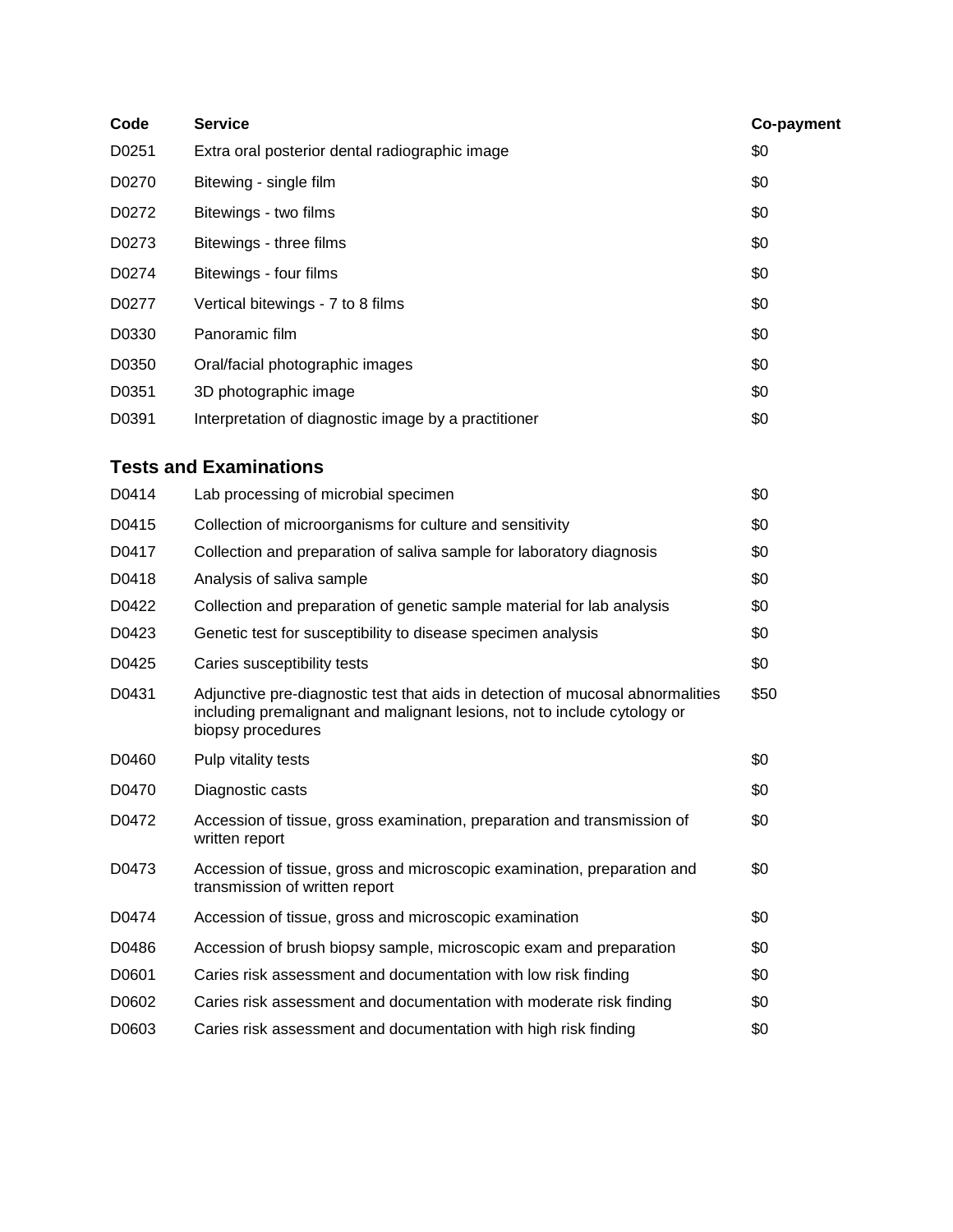| Code | Service | Co-payment |
| --- | --- | --- |
| D0251 | Extra oral posterior dental radiographic image | $0 |
| D0270 | Bitewing - single film | $0 |
| D0272 | Bitewings - two films | $0 |
| D0273 | Bitewings - three films | $0 |
| D0274 | Bitewings - four films | $0 |
| D0277 | Vertical bitewings - 7 to 8 films | $0 |
| D0330 | Panoramic film | $0 |
| D0350 | Oral/facial photographic images | $0 |
| D0351 | 3D photographic image | $0 |
| D0391 | Interpretation of diagnostic image by a practitioner | $0 |

### Tests and Examinations

| Code | Service | Co-payment |
| --- | --- | --- |
| D0414 | Lab processing of microbial specimen | $0 |
| D0415 | Collection of microorganisms for culture and sensitivity | $0 |
| D0417 | Collection and preparation of saliva sample for laboratory diagnosis | $0 |
| D0418 | Analysis of saliva sample | $0 |
| D0422 | Collection and preparation of genetic sample material for lab analysis | $0 |
| D0423 | Genetic test for susceptibility to disease specimen analysis | $0 |
| D0425 | Caries susceptibility tests | $0 |
| D0431 | Adjunctive pre-diagnostic test that aids in detection of mucosal abnormalities including premalignant and malignant lesions, not to include cytology or biopsy procedures | $50 |
| D0460 | Pulp vitality tests | $0 |
| D0470 | Diagnostic casts | $0 |
| D0472 | Accession of tissue, gross examination, preparation and transmission of written report | $0 |
| D0473 | Accession of tissue, gross and microscopic examination, preparation and transmission of written report | $0 |
| D0474 | Accession of tissue, gross and microscopic examination | $0 |
| D0486 | Accession of brush biopsy sample, microscopic exam and preparation | $0 |
| D0601 | Caries risk assessment and documentation with low risk finding | $0 |
| D0602 | Caries risk assessment and documentation with moderate risk finding | $0 |
| D0603 | Caries risk assessment and documentation with high risk finding | $0 |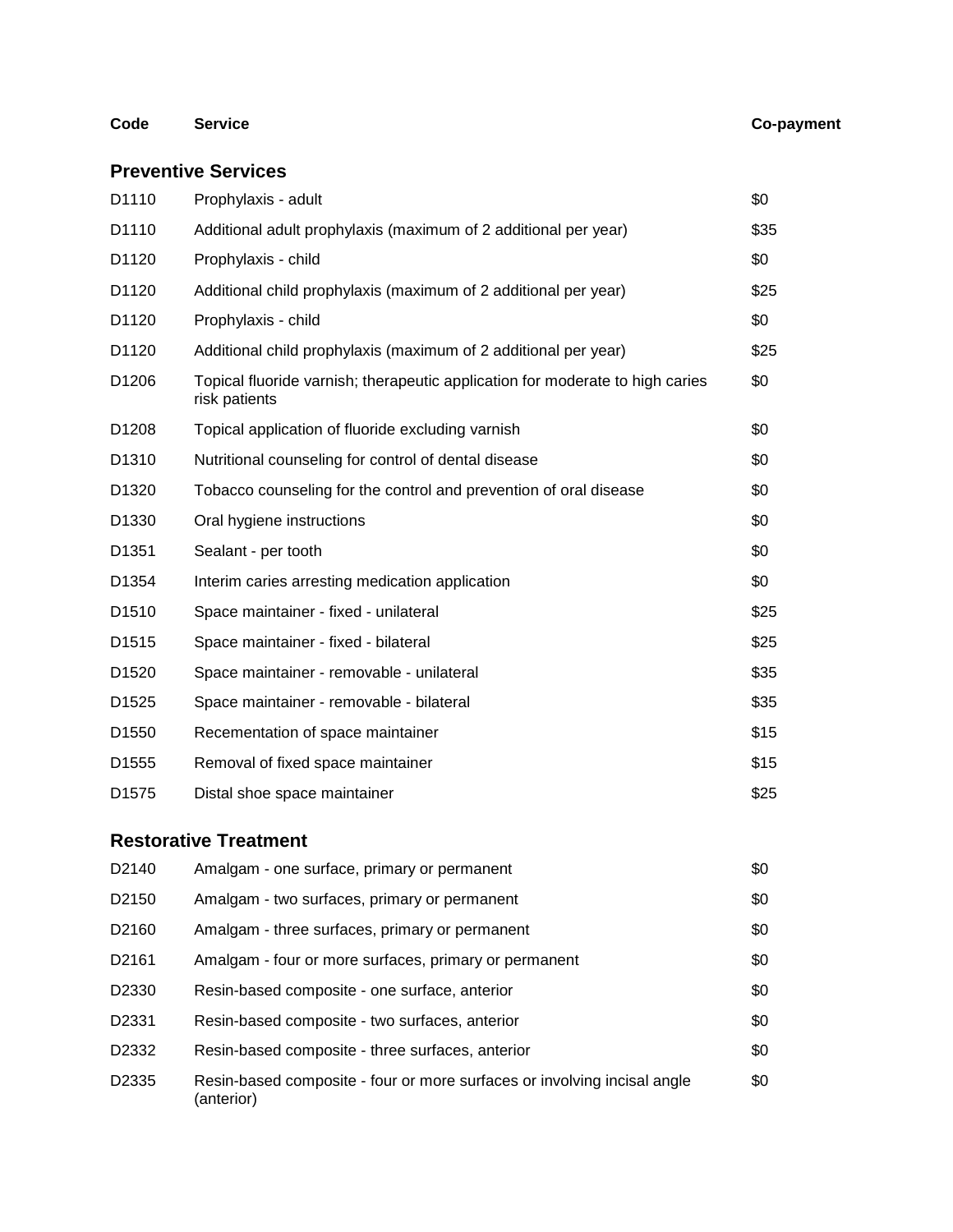| Code | Service | Co-payment |
| --- | --- | --- |
| **Preventive Services** | | |
| D1110 | Prophylaxis - adult | $0 |
| D1110 | Additional adult prophylaxis (maximum of 2 additional per year) | $35 |
| D1120 | Prophylaxis - child | $0 |
| D1120 | Additional child prophylaxis (maximum of 2 additional per year) | $25 |
| D1120 | Prophylaxis - child | $0 |
| D1120 | Additional child prophylaxis (maximum of 2 additional per year) | $25 |
| D1206 | Topical fluoride varnish; therapeutic application for moderate to high caries risk patients | $0 |
| D1208 | Topical application of fluoride excluding varnish | $0 |
| D1310 | Nutritional counseling for control of dental disease | $0 |
| D1320 | Tobacco counseling for the control and prevention of oral disease | $0 |
| D1330 | Oral hygiene instructions | $0 |
| D1351 | Sealant - per tooth | $0 |
| D1354 | Interim caries arresting medication application | $0 |
| D1510 | Space maintainer - fixed - unilateral | $25 |
| D1515 | Space maintainer - fixed - bilateral | $25 |
| D1520 | Space maintainer - removable - unilateral | $35 |
| D1525 | Space maintainer - removable - bilateral | $35 |
| D1550 | Recementation of space maintainer | $15 |
| D1555 | Removal of fixed space maintainer | $15 |
| D1575 | Distal shoe space maintainer | $25 |
| **Restorative Treatment** | | |
| D2140 | Amalgam - one surface, primary or permanent | $0 |
| D2150 | Amalgam - two surfaces, primary or permanent | $0 |
| D2160 | Amalgam - three surfaces, primary or permanent | $0 |
| D2161 | Amalgam - four or more surfaces, primary or permanent | $0 |
| D2330 | Resin-based composite - one surface, anterior | $0 |
| D2331 | Resin-based composite - two surfaces, anterior | $0 |
| D2332 | Resin-based composite - three surfaces, anterior | $0 |
| D2335 | Resin-based composite - four or more surfaces or involving incisal angle (anterior) | $0 |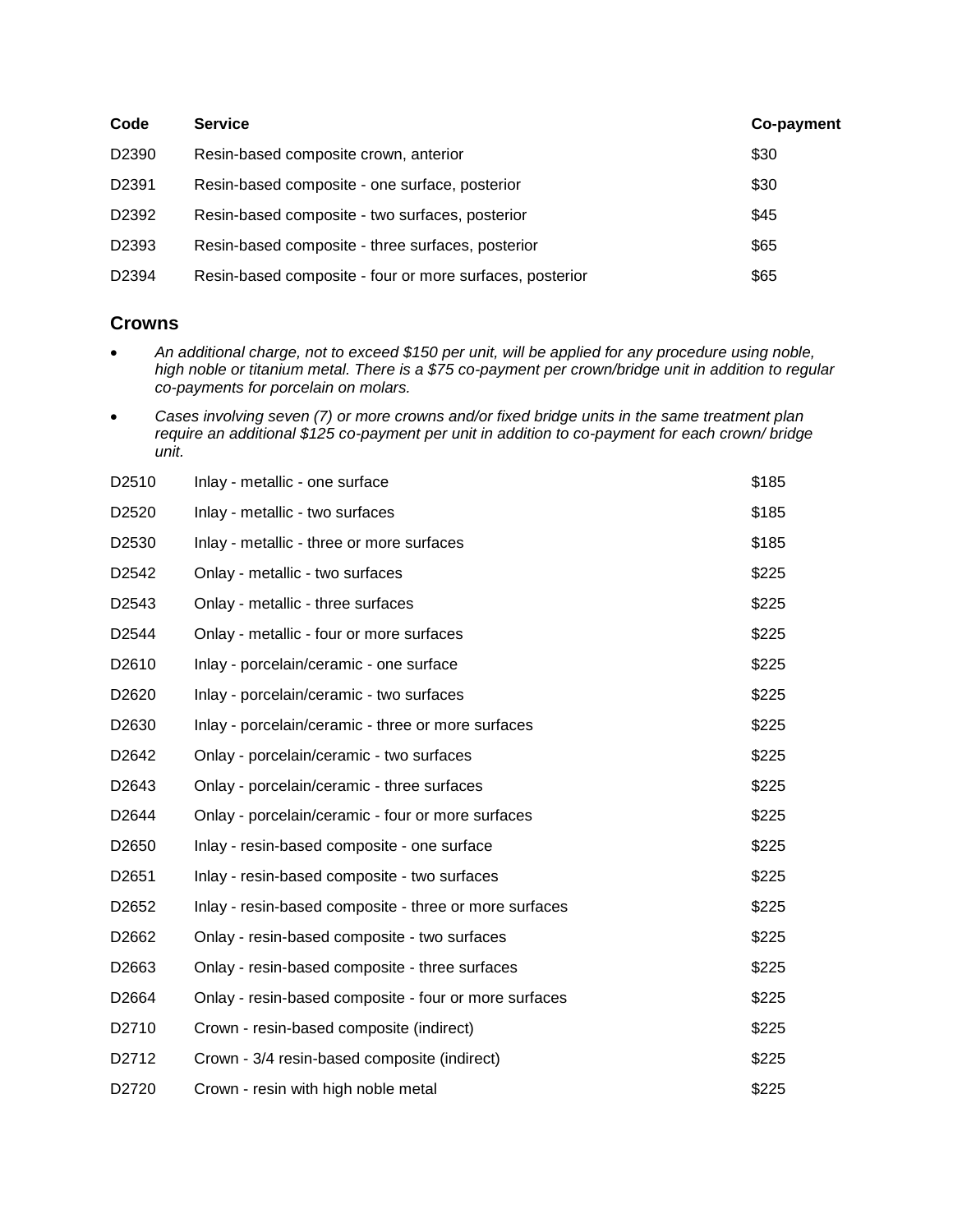| Code | Service | Co-payment |
|---|---|---|
| D2390 | Resin-based composite crown, anterior | $30 |
| D2391 | Resin-based composite - one surface, posterior | $30 |
| D2392 | Resin-based composite - two surfaces, posterior | $45 |
| D2393 | Resin-based composite - three surfaces, posterior | $65 |
| D2394 | Resin-based composite - four or more surfaces, posterior | $65 |

## Crowns

- *An additional charge, not to exceed $150 per unit, will be applied for any procedure using noble, high noble or titanium metal. There is a $75 co-payment per crown/bridge unit in addition to regular co-payments for porcelain on molars.*
- *Cases involving seven (7) or more crowns and/or fixed bridge units in the same treatment plan require an additional $125 co-payment per unit in addition to co-payment for each crown/ bridge unit.*

| Code | Service | Co-payment |
|---|---|---|
| D2510 | Inlay - metallic - one surface | $185 |
| D2520 | Inlay - metallic - two surfaces | $185 |
| D2530 | Inlay - metallic - three or more surfaces | $185 |
| D2542 | Onlay - metallic - two surfaces | $225 |
| D2543 | Onlay - metallic - three surfaces | $225 |
| D2544 | Onlay - metallic - four or more surfaces | $225 |
| D2610 | Inlay - porcelain/ceramic - one surface | $225 |
| D2620 | Inlay - porcelain/ceramic - two surfaces | $225 |
| D2630 | Inlay - porcelain/ceramic - three or more surfaces | $225 |
| D2642 | Onlay - porcelain/ceramic - two surfaces | $225 |
| D2643 | Onlay - porcelain/ceramic - three surfaces | $225 |
| D2644 | Onlay - porcelain/ceramic - four or more surfaces | $225 |
| D2650 | Inlay - resin-based composite - one surface | $225 |
| D2651 | Inlay - resin-based composite - two surfaces | $225 |
| D2652 | Inlay - resin-based composite - three or more surfaces | $225 |
| D2662 | Onlay - resin-based composite - two surfaces | $225 |
| D2663 | Onlay - resin-based composite - three surfaces | $225 |
| D2664 | Onlay - resin-based composite - four or more surfaces | $225 |
| D2710 | Crown - resin-based composite (indirect) | $225 |
| D2712 | Crown - 3/4 resin-based composite (indirect) | $225 |
| D2720 | Crown - resin with high noble metal | $225 |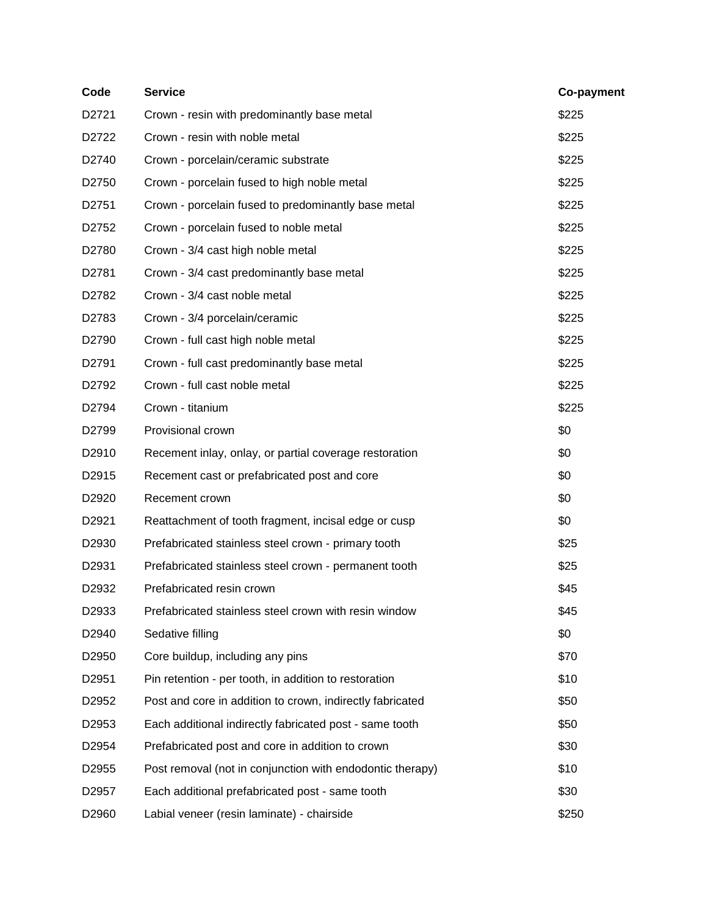| Code | Service | Co-payment |
|---|---|---|
| D2721 | Crown - resin with predominantly base metal | $225 |
| D2722 | Crown - resin with noble metal | $225 |
| D2740 | Crown - porcelain/ceramic substrate | $225 |
| D2750 | Crown - porcelain fused to high noble metal | $225 |
| D2751 | Crown - porcelain fused to predominantly base metal | $225 |
| D2752 | Crown - porcelain fused to noble metal | $225 |
| D2780 | Crown - 3/4 cast high noble metal | $225 |
| D2781 | Crown - 3/4 cast predominantly base metal | $225 |
| D2782 | Crown - 3/4 cast noble metal | $225 |
| D2783 | Crown - 3/4 porcelain/ceramic | $225 |
| D2790 | Crown - full cast high noble metal | $225 |
| D2791 | Crown - full cast predominantly base metal | $225 |
| D2792 | Crown - full cast noble metal | $225 |
| D2794 | Crown - titanium | $225 |
| D2799 | Provisional crown | $0 |
| D2910 | Recement inlay, onlay, or partial coverage restoration | $0 |
| D2915 | Recement cast or prefabricated post and core | $0 |
| D2920 | Recement crown | $0 |
| D2921 | Reattachment of tooth fragment, incisal edge or cusp | $0 |
| D2930 | Prefabricated stainless steel crown - primary tooth | $25 |
| D2931 | Prefabricated stainless steel crown - permanent tooth | $25 |
| D2932 | Prefabricated resin crown | $45 |
| D2933 | Prefabricated stainless steel crown with resin window | $45 |
| D2940 | Sedative filling | $0 |
| D2950 | Core buildup, including any pins | $70 |
| D2951 | Pin retention - per tooth, in addition to restoration | $10 |
| D2952 | Post and core in addition to crown, indirectly fabricated | $50 |
| D2953 | Each additional indirectly fabricated post - same tooth | $50 |
| D2954 | Prefabricated post and core in addition to crown | $30 |
| D2955 | Post removal (not in conjunction with endodontic therapy) | $10 |
| D2957 | Each additional prefabricated post - same tooth | $30 |
| D2960 | Labial veneer (resin laminate) - chairside | $250 |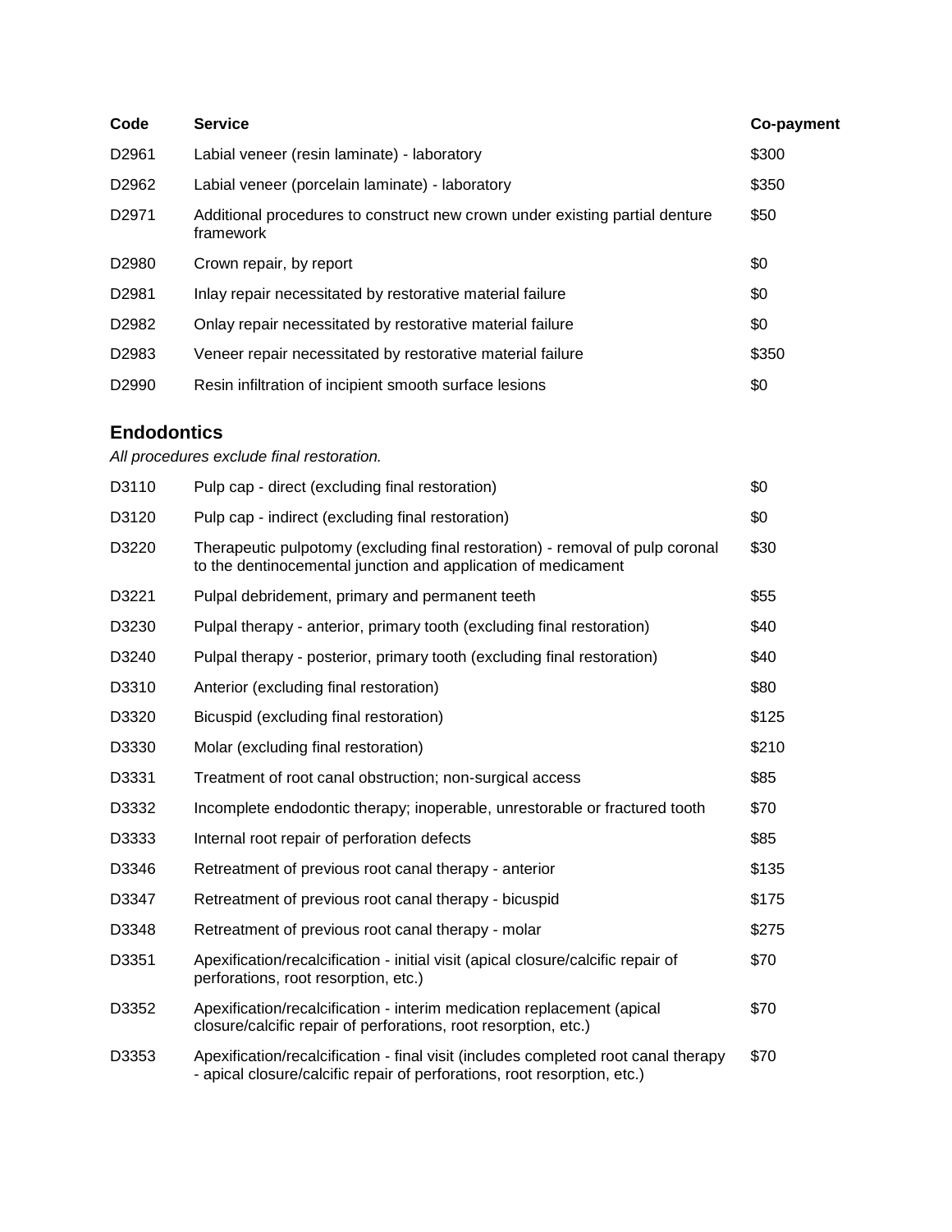| Code | Service | Co-payment |
|---|---|---|
| D2961 | Labial veneer (resin laminate) - laboratory | $300 |
| D2962 | Labial veneer (porcelain laminate) - laboratory | $350 |
| D2971 | Additional procedures to construct new crown under existing partial denture framework | $50 |
| D2980 | Crown repair, by report | $0 |
| D2981 | Inlay repair necessitated by restorative material failure | $0 |
| D2982 | Onlay repair necessitated by restorative material failure | $0 |
| D2983 | Veneer repair necessitated by restorative material failure | $350 |
| D2990 | Resin infiltration of incipient smooth surface lesions | $0 |

## Endodontics

*All procedures exclude final restoration.*

| Code | Service | Co-payment |
|---|---|---|
| D3110 | Pulp cap - direct (excluding final restoration) | $0 |
| D3120 | Pulp cap - indirect (excluding final restoration) | $0 |
| D3220 | Therapeutic pulpotomy (excluding final restoration) - removal of pulp coronal to the dentinocemental junction and application of medicament | $30 |
| D3221 | Pulpal debridement, primary and permanent teeth | $55 |
| D3230 | Pulpal therapy - anterior, primary tooth (excluding final restoration) | $40 |
| D3240 | Pulpal therapy - posterior, primary tooth (excluding final restoration) | $40 |
| D3310 | Anterior (excluding final restoration) | $80 |
| D3320 | Bicuspid (excluding final restoration) | $125 |
| D3330 | Molar (excluding final restoration) | $210 |
| D3331 | Treatment of root canal obstruction; non-surgical access | $85 |
| D3332 | Incomplete endodontic therapy; inoperable, unrestorable or fractured tooth | $70 |
| D3333 | Internal root repair of perforation defects | $85 |
| D3346 | Retreatment of previous root canal therapy - anterior | $135 |
| D3347 | Retreatment of previous root canal therapy - bicuspid | $175 |
| D3348 | Retreatment of previous root canal therapy - molar | $275 |
| D3351 | Apexification/recalcification - initial visit (apical closure/calcific repair of perforations, root resorption, etc.) | $70 |
| D3352 | Apexification/recalcification - interim medication replacement (apical closure/calcific repair of perforations, root resorption, etc.) | $70 |
| D3353 | Apexification/recalcification - final visit (includes completed root canal therapy - apical closure/calcific repair of perforations, root resorption, etc.) | $70 |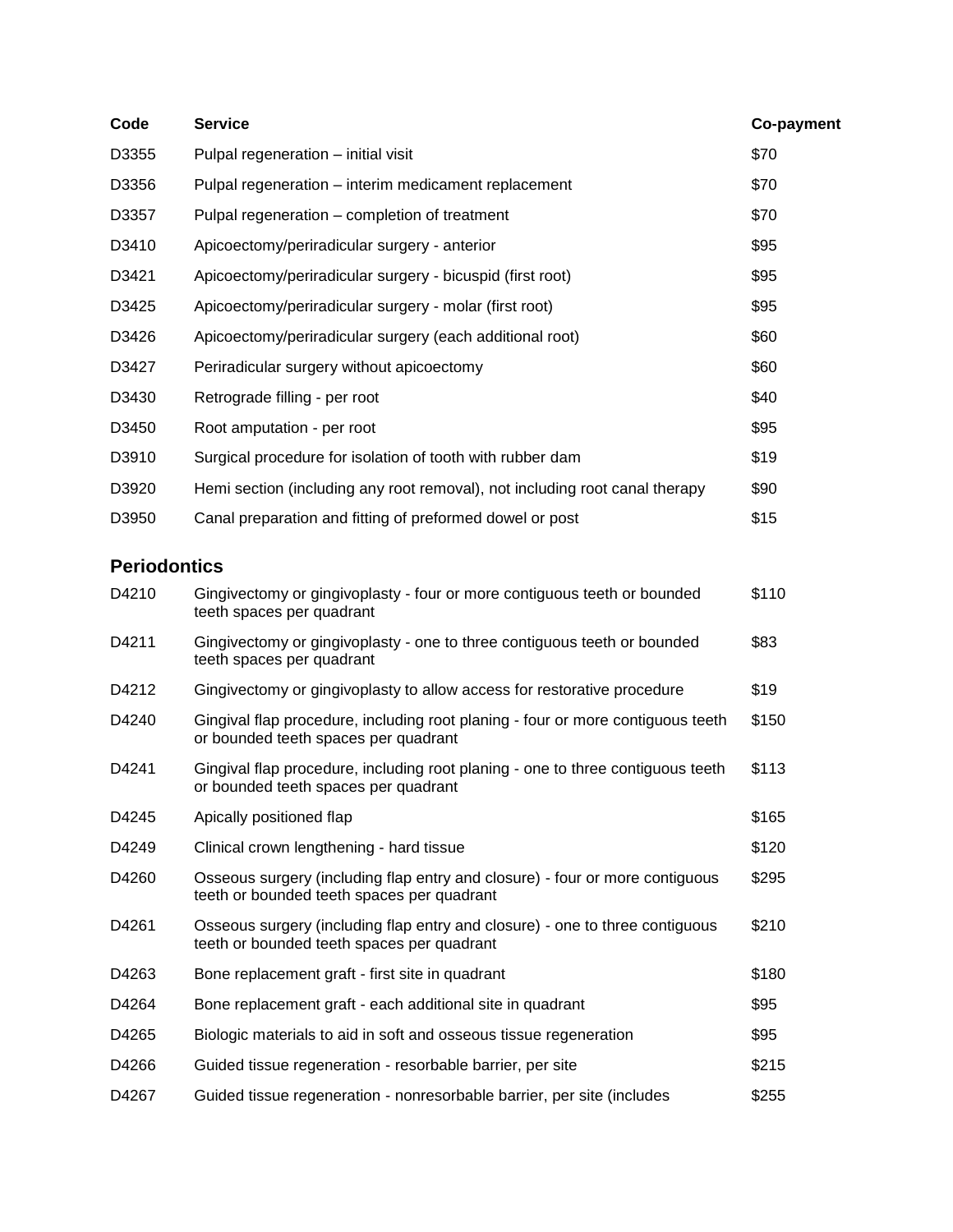| Code | Service | Co-payment |
| --- | --- | --- |
| D3355 | Pulpal regeneration – initial visit | $70 |
| D3356 | Pulpal regeneration – interim medicament replacement | $70 |
| D3357 | Pulpal regeneration – completion of treatment | $70 |
| D3410 | Apicoectomy/periradicular surgery - anterior | $95 |
| D3421 | Apicoectomy/periradicular surgery - bicuspid (first root) | $95 |
| D3425 | Apicoectomy/periradicular surgery - molar (first root) | $95 |
| D3426 | Apicoectomy/periradicular surgery (each additional root) | $60 |
| D3427 | Periradicular surgery without apicoectomy | $60 |
| D3430 | Retrograde filling - per root | $40 |
| D3450 | Root amputation - per root | $95 |
| D3910 | Surgical procedure for isolation of tooth with rubber dam | $19 |
| D3920 | Hemi section (including any root removal), not including root canal therapy | $90 |
| D3950 | Canal preparation and fitting of preformed dowel or post | $15 |

## Periodontics

| Code | Service | Co-payment |
| --- | --- | --- |
| D4210 | Gingivectomy or gingivoplasty - four or more contiguous teeth or bounded teeth spaces per quadrant | $110 |
| D4211 | Gingivectomy or gingivoplasty - one to three contiguous teeth or bounded teeth spaces per quadrant | $83 |
| D4212 | Gingivectomy or gingivoplasty to allow access for restorative procedure | $19 |
| D4240 | Gingival flap procedure, including root planing - four or more contiguous teeth or bounded teeth spaces per quadrant | $150 |
| D4241 | Gingival flap procedure, including root planing - one to three contiguous teeth or bounded teeth spaces per quadrant | $113 |
| D4245 | Apically positioned flap | $165 |
| D4249 | Clinical crown lengthening - hard tissue | $120 |
| D4260 | Osseous surgery (including flap entry and closure) - four or more contiguous teeth or bounded teeth spaces per quadrant | $295 |
| D4261 | Osseous surgery (including flap entry and closure) - one to three contiguous teeth or bounded teeth spaces per quadrant | $210 |
| D4263 | Bone replacement graft - first site in quadrant | $180 |
| D4264 | Bone replacement graft - each additional site in quadrant | $95 |
| D4265 | Biologic materials to aid in soft and osseous tissue regeneration | $95 |
| D4266 | Guided tissue regeneration - resorbable barrier, per site | $215 |
| D4267 | Guided tissue regeneration - nonresorbable barrier, per site (includes | $255 |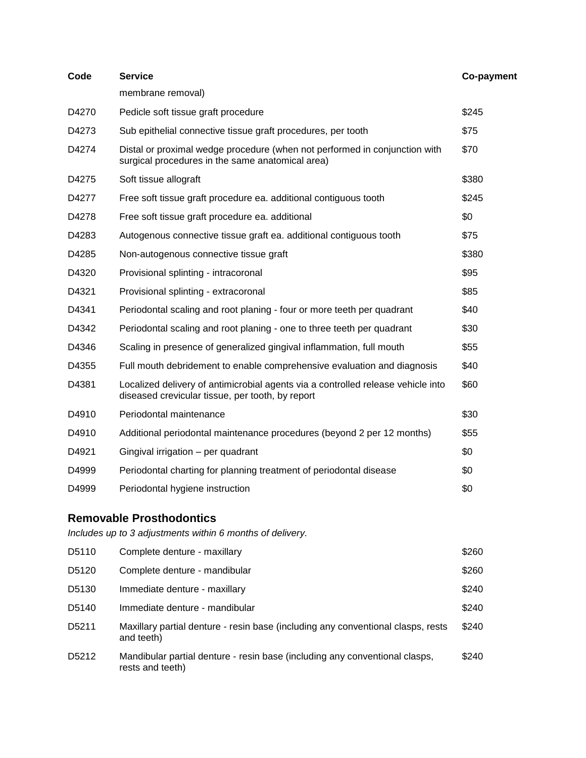| Code | Service | Co-payment |
|---|---|---|
| | membrane removal) | |
| D4270 | Pedicle soft tissue graft procedure | $245 |
| D4273 | Sub epithelial connective tissue graft procedures, per tooth | $75 |
| D4274 | Distal or proximal wedge procedure (when not performed in conjunction with surgical procedures in the same anatomical area) | $70 |
| D4275 | Soft tissue allograft | $380 |
| D4277 | Free soft tissue graft procedure ea. additional contiguous tooth | $245 |
| D4278 | Free soft tissue graft procedure ea. additional | $0 |
| D4283 | Autogenous connective tissue graft ea. additional contiguous tooth | $75 |
| D4285 | Non-autogenous connective tissue graft | $380 |
| D4320 | Provisional splinting - intracoronal | $95 |
| D4321 | Provisional splinting - extracoronal | $85 |
| D4341 | Periodontal scaling and root planing - four or more teeth per quadrant | $40 |
| D4342 | Periodontal scaling and root planing - one to three teeth per quadrant | $30 |
| D4346 | Scaling in presence of generalized gingival inflammation, full mouth | $55 |
| D4355 | Full mouth debridement to enable comprehensive evaluation and diagnosis | $40 |
| D4381 | Localized delivery of antimicrobial agents via a controlled release vehicle into diseased crevicular tissue, per tooth, by report | $60 |
| D4910 | Periodontal maintenance | $30 |
| D4910 | Additional periodontal maintenance procedures (beyond 2 per 12 months) | $55 |
| D4921 | Gingival irrigation – per quadrant | $0 |
| D4999 | Periodontal charting for planning treatment of periodontal disease | $0 |
| D4999 | Periodontal hygiene instruction | $0 |

## Removable Prosthodontics

*Includes up to 3 adjustments within 6 months of delivery.*

| Code | Service | Co-payment |
|---|---|---|
| D5110 | Complete denture - maxillary | $260 |
| D5120 | Complete denture - mandibular | $260 |
| D5130 | Immediate denture - maxillary | $240 |
| D5140 | Immediate denture - mandibular | $240 |
| D5211 | Maxillary partial denture - resin base (including any conventional clasps, rests and teeth) | $240 |
| D5212 | Mandibular partial denture - resin base (including any conventional clasps, rests and teeth) | $240 |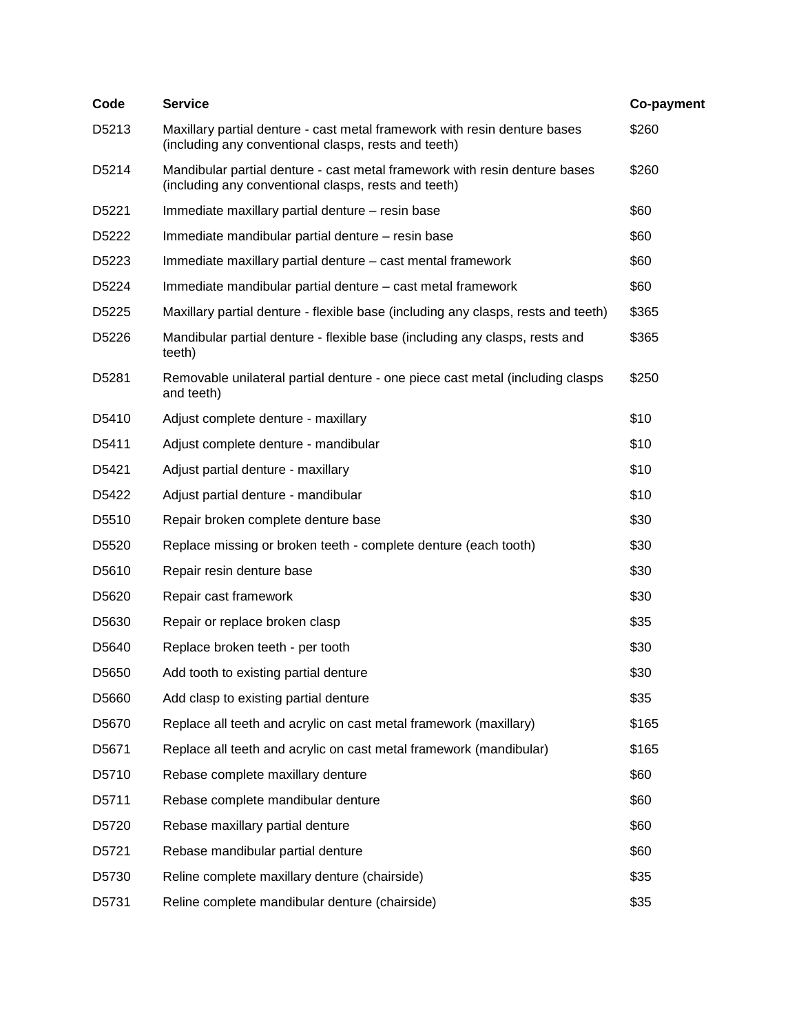| Code | Service | Co-payment |
| --- | --- | --- |
| D5213 | Maxillary partial denture - cast metal framework with resin denture bases (including any conventional clasps, rests and teeth) | $260 |
| D5214 | Mandibular partial denture - cast metal framework with resin denture bases (including any conventional clasps, rests and teeth) | $260 |
| D5221 | Immediate maxillary partial denture – resin base | $60 |
| D5222 | Immediate mandibular partial denture – resin base | $60 |
| D5223 | Immediate maxillary partial denture – cast mental framework | $60 |
| D5224 | Immediate mandibular partial denture – cast metal framework | $60 |
| D5225 | Maxillary partial denture - flexible base (including any clasps, rests and teeth) | $365 |
| D5226 | Mandibular partial denture - flexible base (including any clasps, rests and teeth) | $365 |
| D5281 | Removable unilateral partial denture - one piece cast metal (including clasps and teeth) | $250 |
| D5410 | Adjust complete denture - maxillary | $10 |
| D5411 | Adjust complete denture - mandibular | $10 |
| D5421 | Adjust partial denture - maxillary | $10 |
| D5422 | Adjust partial denture - mandibular | $10 |
| D5510 | Repair broken complete denture base | $30 |
| D5520 | Replace missing or broken teeth - complete denture (each tooth) | $30 |
| D5610 | Repair resin denture base | $30 |
| D5620 | Repair cast framework | $30 |
| D5630 | Repair or replace broken clasp | $35 |
| D5640 | Replace broken teeth - per tooth | $30 |
| D5650 | Add tooth to existing partial denture | $30 |
| D5660 | Add clasp to existing partial denture | $35 |
| D5670 | Replace all teeth and acrylic on cast metal framework (maxillary) | $165 |
| D5671 | Replace all teeth and acrylic on cast metal framework (mandibular) | $165 |
| D5710 | Rebase complete maxillary denture | $60 |
| D5711 | Rebase complete mandibular denture | $60 |
| D5720 | Rebase maxillary partial denture | $60 |
| D5721 | Rebase mandibular partial denture | $60 |
| D5730 | Reline complete maxillary denture (chairside) | $35 |
| D5731 | Reline complete mandibular denture (chairside) | $35 |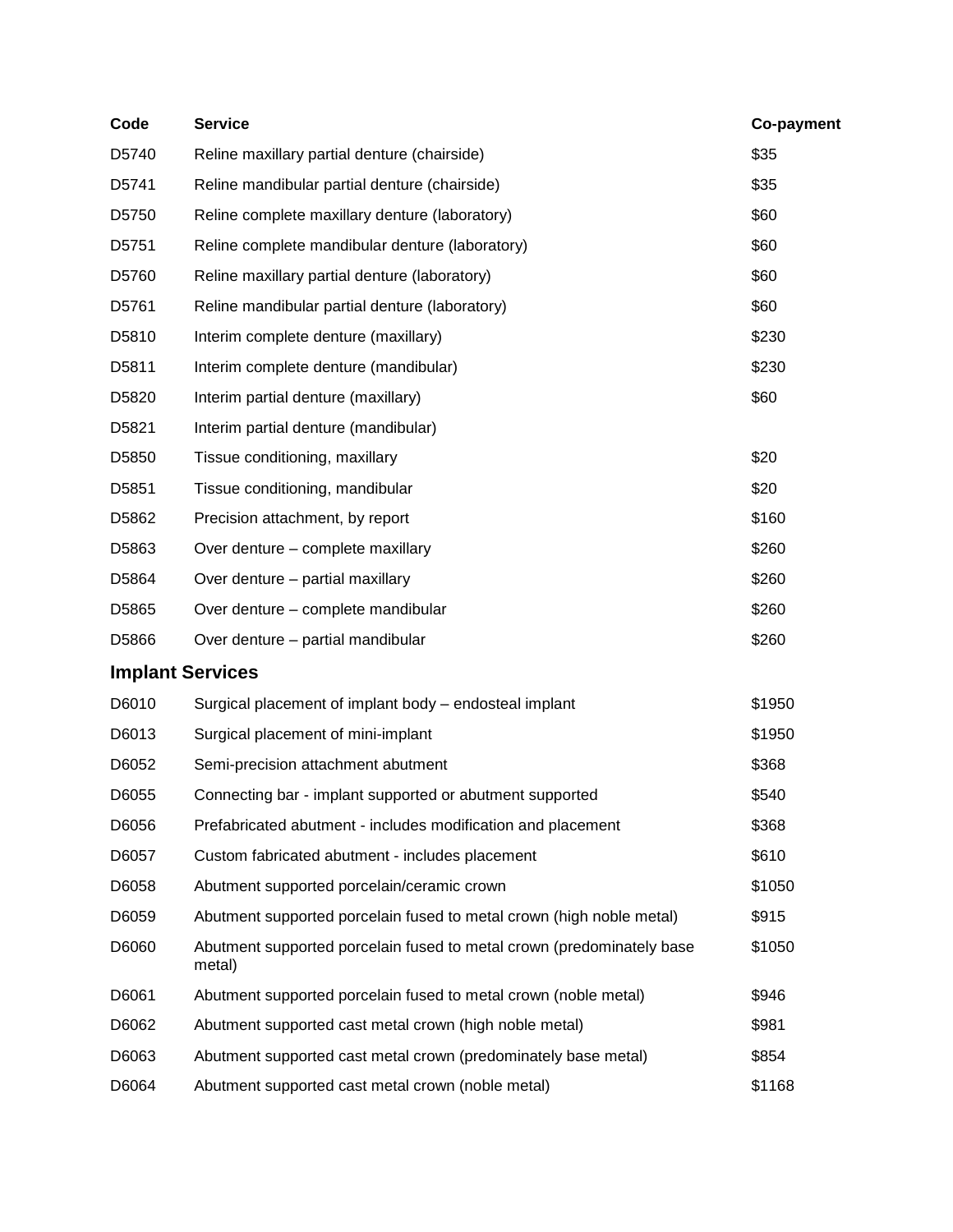| Code | Service | Co-payment |
|---|---|---|
| D5740 | Reline maxillary partial denture (chairside) | $35 |
| D5741 | Reline mandibular partial denture (chairside) | $35 |
| D5750 | Reline complete maxillary denture (laboratory) | $60 |
| D5751 | Reline complete mandibular denture (laboratory) | $60 |
| D5760 | Reline maxillary partial denture (laboratory) | $60 |
| D5761 | Reline mandibular partial denture (laboratory) | $60 |
| D5810 | Interim complete denture (maxillary) | $230 |
| D5811 | Interim complete denture (mandibular) | $230 |
| D5820 | Interim partial denture (maxillary) | $60 |
| D5821 | Interim partial denture (mandibular) | |
| D5850 | Tissue conditioning, maxillary | $20 |
| D5851 | Tissue conditioning, mandibular | $20 |
| D5862 | Precision attachment, by report | $160 |
| D5863 | Over denture – complete maxillary | $260 |
| D5864 | Over denture – partial maxillary | $260 |
| D5865 | Over denture – complete mandibular | $260 |
| D5866 | Over denture – partial mandibular | $260 |

## Implant Services

| Code | Service | Co-payment |
|---|---|---|
| D6010 | Surgical placement of implant body – endosteal implant | $1950 |
| D6013 | Surgical placement of mini-implant | $1950 |
| D6052 | Semi-precision attachment abutment | $368 |
| D6055 | Connecting bar - implant supported or abutment supported | $540 |
| D6056 | Prefabricated abutment - includes modification and placement | $368 |
| D6057 | Custom fabricated abutment - includes placement | $610 |
| D6058 | Abutment supported porcelain/ceramic crown | $1050 |
| D6059 | Abutment supported porcelain fused to metal crown (high noble metal) | $915 |
| D6060 | Abutment supported porcelain fused to metal crown (predominately base metal) | $1050 |
| D6061 | Abutment supported porcelain fused to metal crown (noble metal) | $946 |
| D6062 | Abutment supported cast metal crown (high noble metal) | $981 |
| D6063 | Abutment supported cast metal crown (predominately base metal) | $854 |
| D6064 | Abutment supported cast metal crown (noble metal) | $1168 |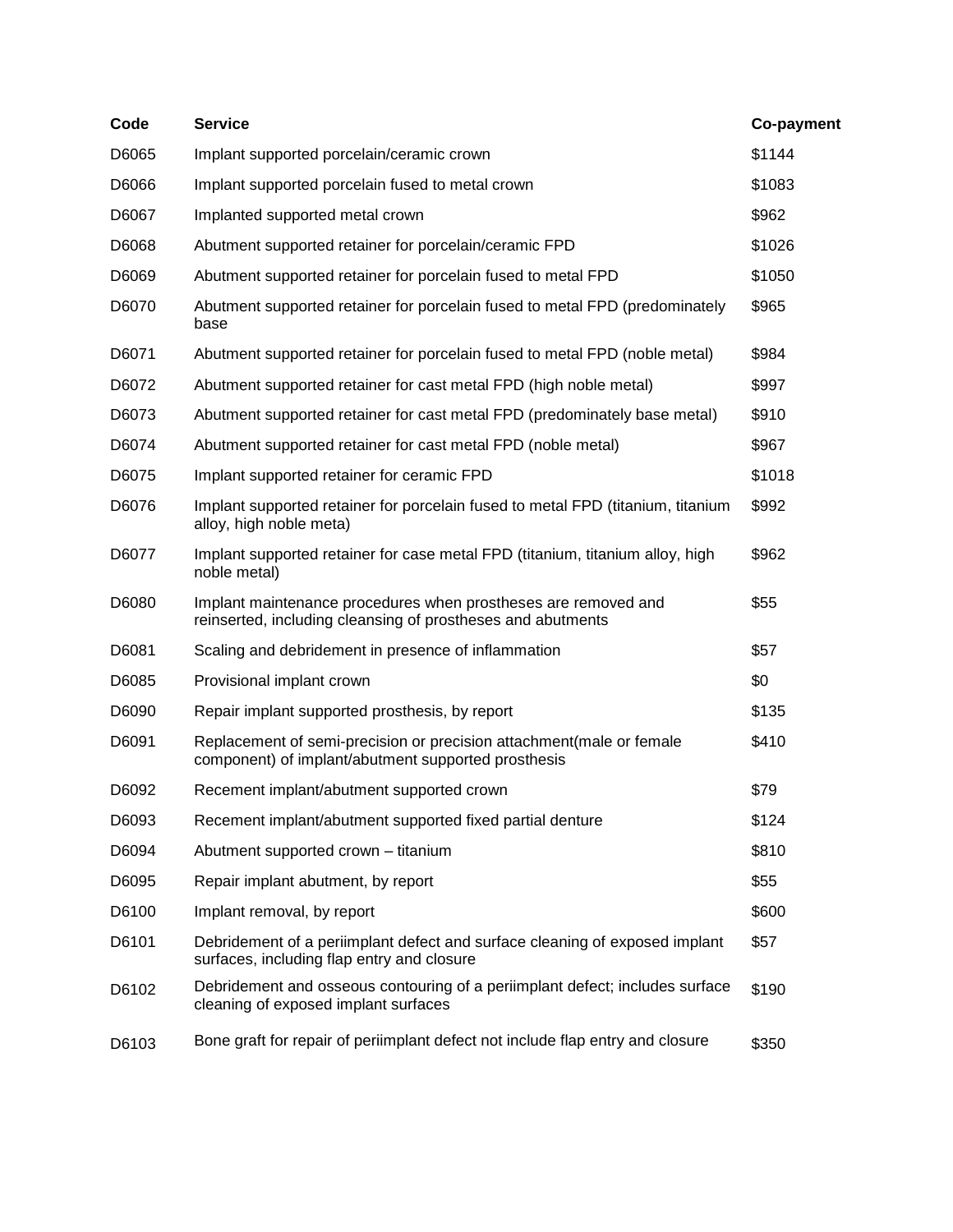| Code | Service | Co-payment |
|---|---|---|
| D6065 | Implant supported porcelain/ceramic crown | $1144 |
| D6066 | Implant supported porcelain fused to metal crown | $1083 |
| D6067 | Implanted supported metal crown | $962 |
| D6068 | Abutment supported retainer for porcelain/ceramic FPD | $1026 |
| D6069 | Abutment supported retainer for porcelain fused to metal FPD | $1050 |
| D6070 | Abutment supported retainer for porcelain fused to metal FPD (predominately base | $965 |
| D6071 | Abutment supported retainer for porcelain fused to metal FPD (noble metal) | $984 |
| D6072 | Abutment supported retainer for cast metal FPD (high noble metal) | $997 |
| D6073 | Abutment supported retainer for cast metal FPD (predominately base metal) | $910 |
| D6074 | Abutment supported retainer for cast metal FPD (noble metal) | $967 |
| D6075 | Implant supported retainer for ceramic FPD | $1018 |
| D6076 | Implant supported retainer for porcelain fused to metal FPD (titanium, titanium alloy, high noble meta) | $992 |
| D6077 | Implant supported retainer for case metal FPD (titanium, titanium alloy, high noble metal) | $962 |
| D6080 | Implant maintenance procedures when prostheses are removed and reinserted, including cleansing of prostheses and abutments | $55 |
| D6081 | Scaling and debridement in presence of inflammation | $57 |
| D6085 | Provisional implant crown | $0 |
| D6090 | Repair implant supported prosthesis, by report | $135 |
| D6091 | Replacement of semi-precision or precision attachment(male or female component) of implant/abutment supported prosthesis | $410 |
| D6092 | Recement implant/abutment supported crown | $79 |
| D6093 | Recement implant/abutment supported fixed partial denture | $124 |
| D6094 | Abutment supported crown – titanium | $810 |
| D6095 | Repair implant abutment, by report | $55 |
| D6100 | Implant removal, by report | $600 |
| D6101 | Debridement of a periimplant defect and surface cleaning of exposed implant surfaces, including flap entry and closure | $57 |
| D6102 | Debridement and osseous contouring of a periimplant defect; includes surface cleaning of exposed implant surfaces | $190 |
| D6103 | Bone graft for repair of periimplant defect not include flap entry and closure | $350 |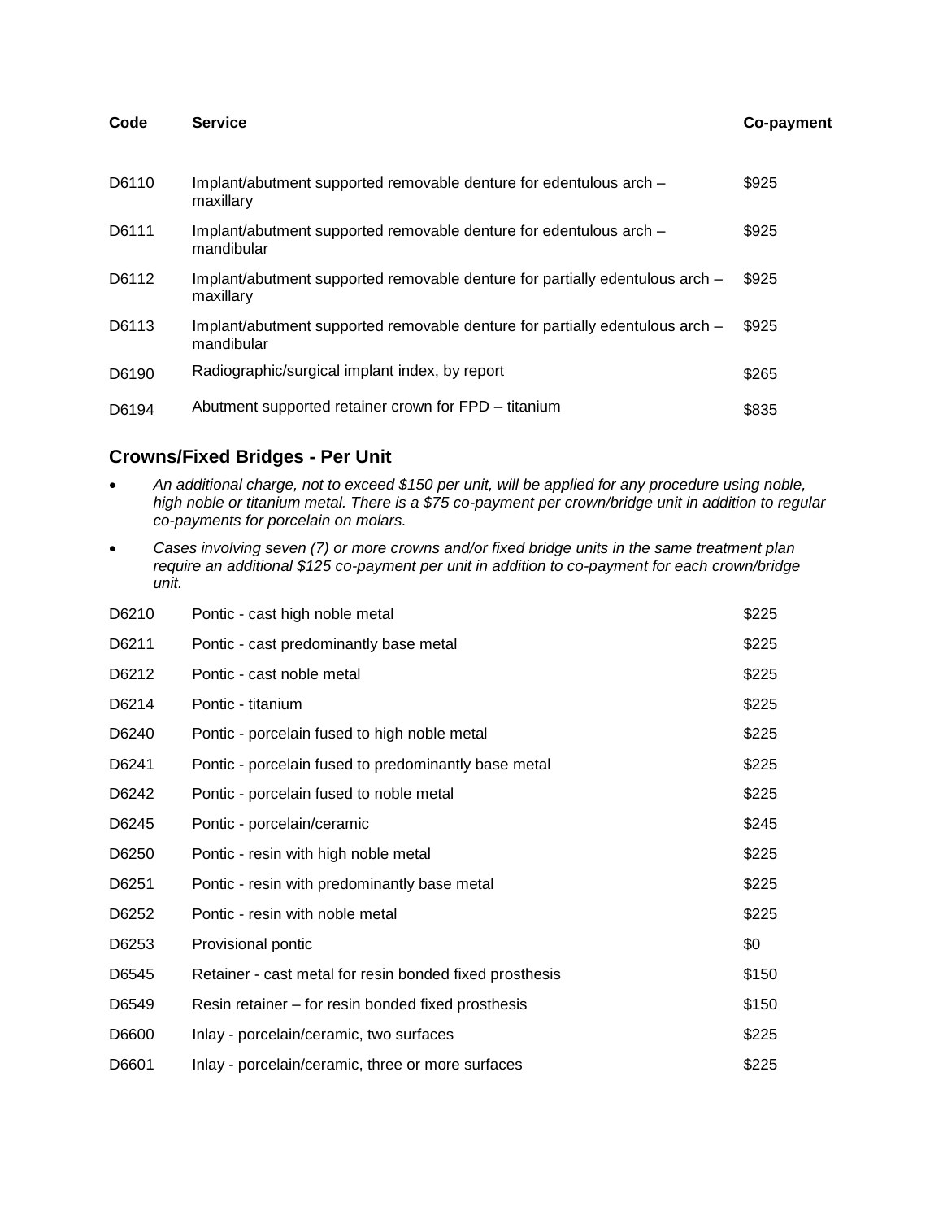| Code | Service | Co-payment |
|---|---|---|
| D6110 | Implant/abutment supported removable denture for edentulous arch – maxillary | $925 |
| D6111 | Implant/abutment supported removable denture for edentulous arch – mandibular | $925 |
| D6112 | Implant/abutment supported removable denture for partially edentulous arch – maxillary | $925 |
| D6113 | Implant/abutment supported removable denture for partially edentulous arch – mandibular | $925 |
| D6190 | Radiographic/surgical implant index, by report | $265 |
| D6194 | Abutment supported retainer crown for FPD – titanium | $835 |

### Crowns/Fixed Bridges - Per Unit

- *An additional charge, not to exceed $150 per unit, will be applied for any procedure using noble, high noble or titanium metal. There is a $75 co-payment per crown/bridge unit in addition to regular co-payments for porcelain on molars.*
- *Cases involving seven (7) or more crowns and/or fixed bridge units in the same treatment plan require an additional $125 co-payment per unit in addition to co-payment for each crown/bridge unit.*

| Code | Service | Co-payment |
|---|---|---|
| D6210 | Pontic - cast high noble metal | $225 |
| D6211 | Pontic - cast predominantly base metal | $225 |
| D6212 | Pontic - cast noble metal | $225 |
| D6214 | Pontic - titanium | $225 |
| D6240 | Pontic - porcelain fused to high noble metal | $225 |
| D6241 | Pontic - porcelain fused to predominantly base metal | $225 |
| D6242 | Pontic - porcelain fused to noble metal | $225 |
| D6245 | Pontic - porcelain/ceramic | $245 |
| D6250 | Pontic - resin with high noble metal | $225 |
| D6251 | Pontic - resin with predominantly base metal | $225 |
| D6252 | Pontic - resin with noble metal | $225 |
| D6253 | Provisional pontic | $0 |
| D6545 | Retainer - cast metal for resin bonded fixed prosthesis | $150 |
| D6549 | Resin retainer – for resin bonded fixed prosthesis | $150 |
| D6600 | Inlay - porcelain/ceramic, two surfaces | $225 |
| D6601 | Inlay - porcelain/ceramic, three or more surfaces | $225 |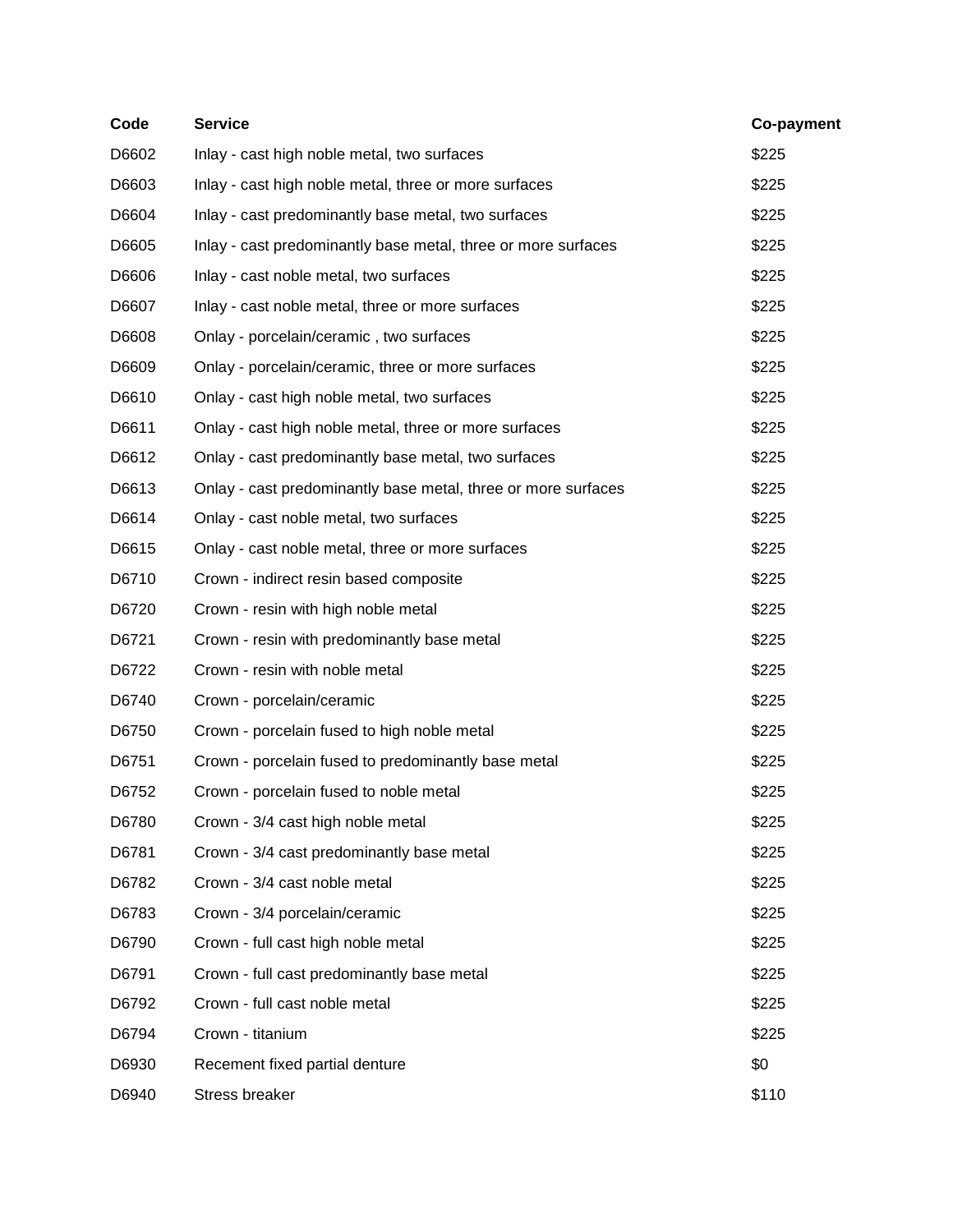| Code | Service | Co-payment |
| --- | --- | --- |
| D6602 | Inlay - cast high noble metal, two surfaces | $225 |
| D6603 | Inlay - cast high noble metal, three or more surfaces | $225 |
| D6604 | Inlay - cast predominantly base metal, two surfaces | $225 |
| D6605 | Inlay - cast predominantly base metal, three or more surfaces | $225 |
| D6606 | Inlay - cast noble metal, two surfaces | $225 |
| D6607 | Inlay - cast noble metal, three or more surfaces | $225 |
| D6608 | Onlay - porcelain/ceramic , two surfaces | $225 |
| D6609 | Onlay - porcelain/ceramic, three or more surfaces | $225 |
| D6610 | Onlay - cast high noble metal, two surfaces | $225 |
| D6611 | Onlay - cast high noble metal, three or more surfaces | $225 |
| D6612 | Onlay - cast predominantly base metal, two surfaces | $225 |
| D6613 | Onlay - cast predominantly base metal, three or more surfaces | $225 |
| D6614 | Onlay - cast noble metal, two surfaces | $225 |
| D6615 | Onlay - cast noble metal, three or more surfaces | $225 |
| D6710 | Crown - indirect resin based composite | $225 |
| D6720 | Crown - resin with high noble metal | $225 |
| D6721 | Crown - resin with predominantly base metal | $225 |
| D6722 | Crown - resin with noble metal | $225 |
| D6740 | Crown - porcelain/ceramic | $225 |
| D6750 | Crown - porcelain fused to high noble metal | $225 |
| D6751 | Crown - porcelain fused to predominantly base metal | $225 |
| D6752 | Crown - porcelain fused to noble metal | $225 |
| D6780 | Crown - 3/4 cast high noble metal | $225 |
| D6781 | Crown - 3/4 cast predominantly base metal | $225 |
| D6782 | Crown - 3/4 cast noble metal | $225 |
| D6783 | Crown - 3/4 porcelain/ceramic | $225 |
| D6790 | Crown - full cast high noble metal | $225 |
| D6791 | Crown - full cast predominantly base metal | $225 |
| D6792 | Crown - full cast noble metal | $225 |
| D6794 | Crown - titanium | $225 |
| D6930 | Recement fixed partial denture | $0 |
| D6940 | Stress breaker | $110 |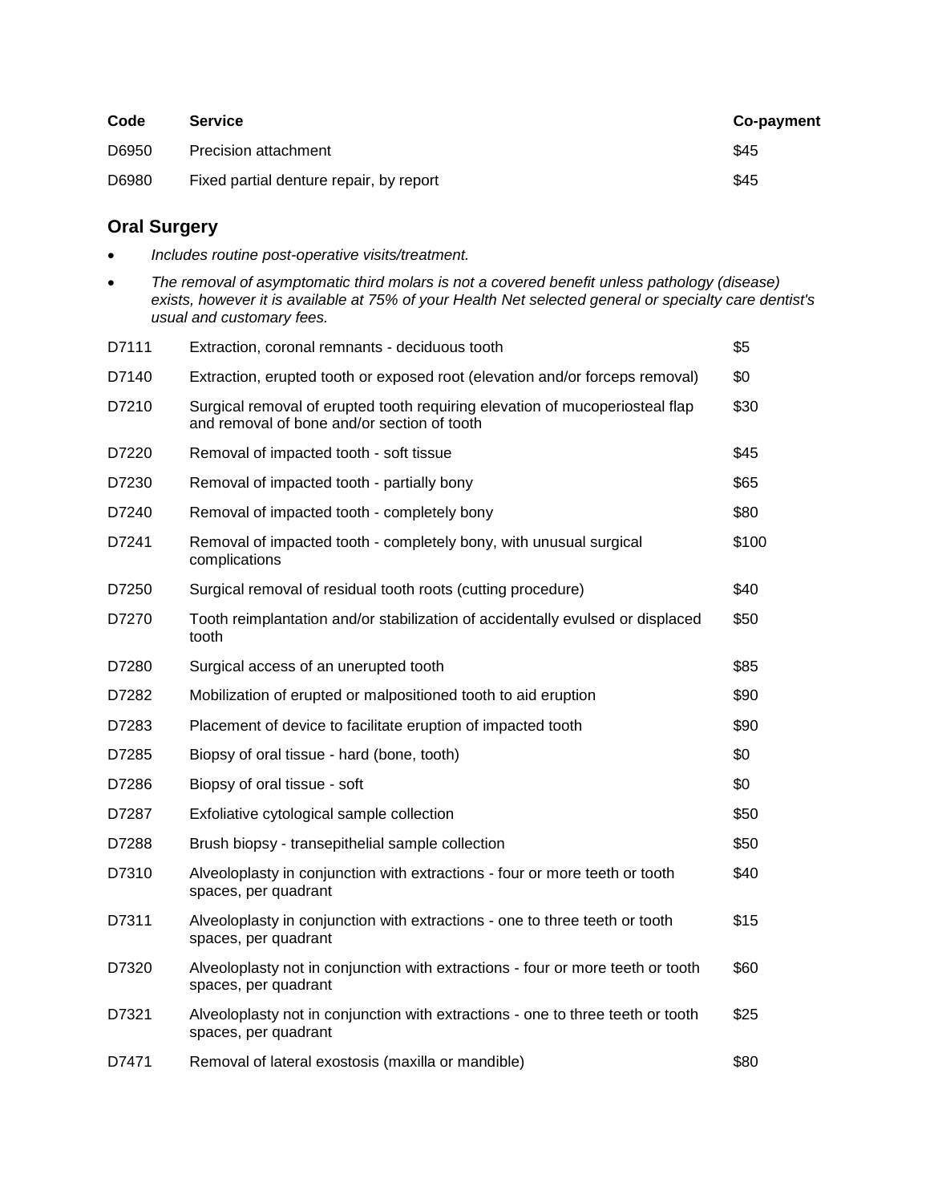| Code | Service | Co-payment |
|---|---|---|
| D6950 | Precision attachment | $45 |
| D6980 | Fixed partial denture repair, by report | $45 |

## Oral Surgery

- *Includes routine post-operative visits/treatment.*
- *The removal of asymptomatic third molars is not a covered benefit unless pathology (disease) exists, however it is available at 75% of your Health Net selected general or specialty care dentist's usual and customary fees.*

| Code | Service | Co-payment |
|---|---|---|
| D7111 | Extraction, coronal remnants - deciduous tooth | $5 |
| D7140 | Extraction, erupted tooth or exposed root (elevation and/or forceps removal) | $0 |
| D7210 | Surgical removal of erupted tooth requiring elevation of mucoperiosteal flap and removal of bone and/or section of tooth | $30 |
| D7220 | Removal of impacted tooth - soft tissue | $45 |
| D7230 | Removal of impacted tooth - partially bony | $65 |
| D7240 | Removal of impacted tooth - completely bony | $80 |
| D7241 | Removal of impacted tooth - completely bony, with unusual surgical complications | $100 |
| D7250 | Surgical removal of residual tooth roots (cutting procedure) | $40 |
| D7270 | Tooth reimplantation and/or stabilization of accidentally evulsed or displaced tooth | $50 |
| D7280 | Surgical access of an unerupted tooth | $85 |
| D7282 | Mobilization of erupted or malpositioned tooth to aid eruption | $90 |
| D7283 | Placement of device to facilitate eruption of impacted tooth | $90 |
| D7285 | Biopsy of oral tissue - hard (bone, tooth) | $0 |
| D7286 | Biopsy of oral tissue - soft | $0 |
| D7287 | Exfoliative cytological sample collection | $50 |
| D7288 | Brush biopsy - transepithelial sample collection | $50 |
| D7310 | Alveoloplasty in conjunction with extractions - four or more teeth or tooth spaces, per quadrant | $40 |
| D7311 | Alveoloplasty in conjunction with extractions - one to three teeth or tooth spaces, per quadrant | $15 |
| D7320 | Alveoloplasty not in conjunction with extractions - four or more teeth or tooth spaces, per quadrant | $60 |
| D7321 | Alveoloplasty not in conjunction with extractions - one to three teeth or tooth spaces, per quadrant | $25 |
| D7471 | Removal of lateral exostosis (maxilla or mandible) | $80 |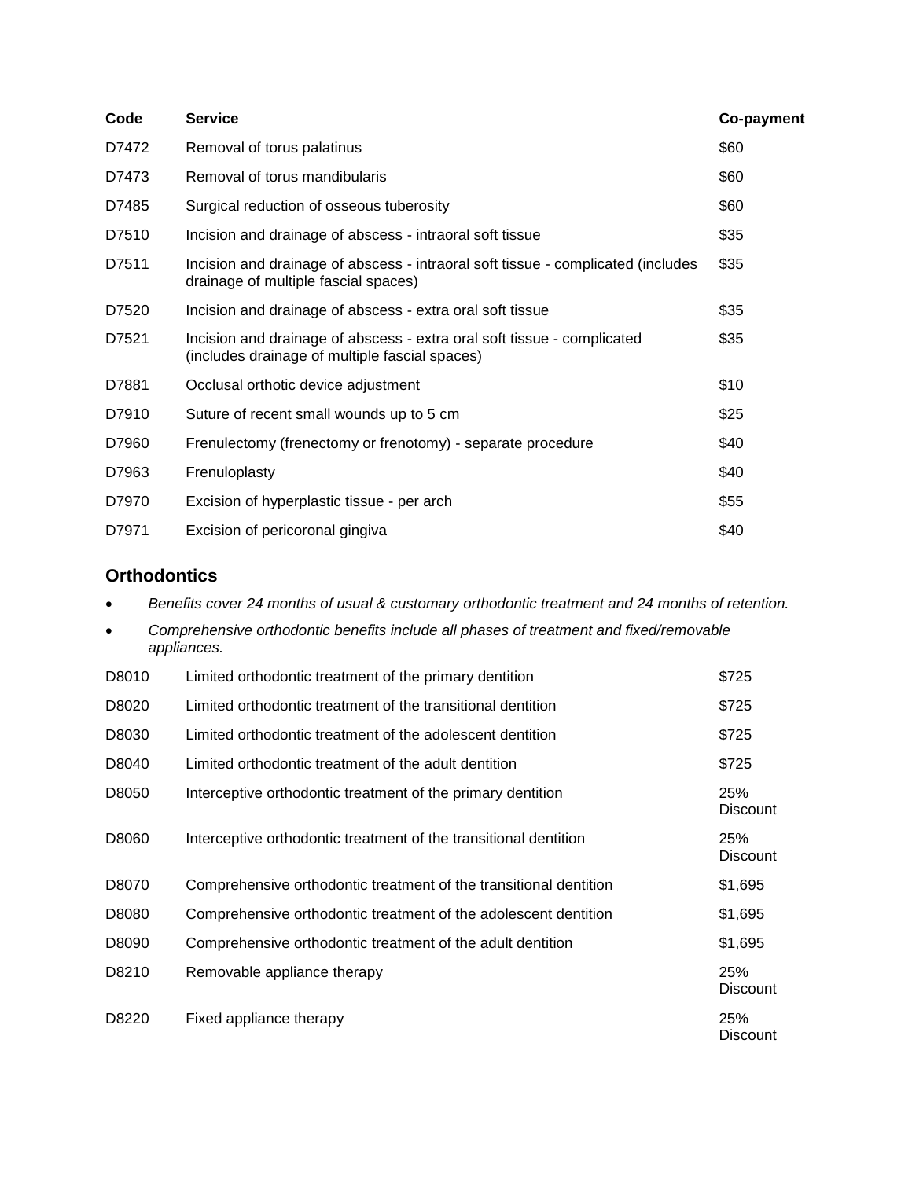| Code | Service | Co-payment |
|---|---|---|
| D7472 | Removal of torus palatinus | $60 |
| D7473 | Removal of torus mandibularis | $60 |
| D7485 | Surgical reduction of osseous tuberosity | $60 |
| D7510 | Incision and drainage of abscess - intraoral soft tissue | $35 |
| D7511 | Incision and drainage of abscess - intraoral soft tissue - complicated (includes drainage of multiple fascial spaces) | $35 |
| D7520 | Incision and drainage of abscess - extra oral soft tissue | $35 |
| D7521 | Incision and drainage of abscess - extra oral soft tissue - complicated (includes drainage of multiple fascial spaces) | $35 |
| D7881 | Occlusal orthotic device adjustment | $10 |
| D7910 | Suture of recent small wounds up to 5 cm | $25 |
| D7960 | Frenulectomy (frenectomy or frenotomy) - separate procedure | $40 |
| D7963 | Frenuloplasty | $40 |
| D7970 | Excision of hyperplastic tissue - per arch | $55 |
| D7971 | Excision of pericoronal gingiva | $40 |

## Orthodontics

- *Benefits cover 24 months of usual & customary orthodontic treatment and 24 months of retention.*
- *Comprehensive orthodontic benefits include all phases of treatment and fixed/removable appliances.*

| Code | Service | Co-payment |
|---|---|---|
| D8010 | Limited orthodontic treatment of the primary dentition | $725 |
| D8020 | Limited orthodontic treatment of the transitional dentition | $725 |
| D8030 | Limited orthodontic treatment of the adolescent dentition | $725 |
| D8040 | Limited orthodontic treatment of the adult dentition | $725 |
| D8050 | Interceptive orthodontic treatment of the primary dentition | 25% Discount |
| D8060 | Interceptive orthodontic treatment of the transitional dentition | 25% Discount |
| D8070 | Comprehensive orthodontic treatment of the transitional dentition | $1,695 |
| D8080 | Comprehensive orthodontic treatment of the adolescent dentition | $1,695 |
| D8090 | Comprehensive orthodontic treatment of the adult dentition | $1,695 |
| D8210 | Removable appliance therapy | 25% Discount |
| D8220 | Fixed appliance therapy | 25% Discount |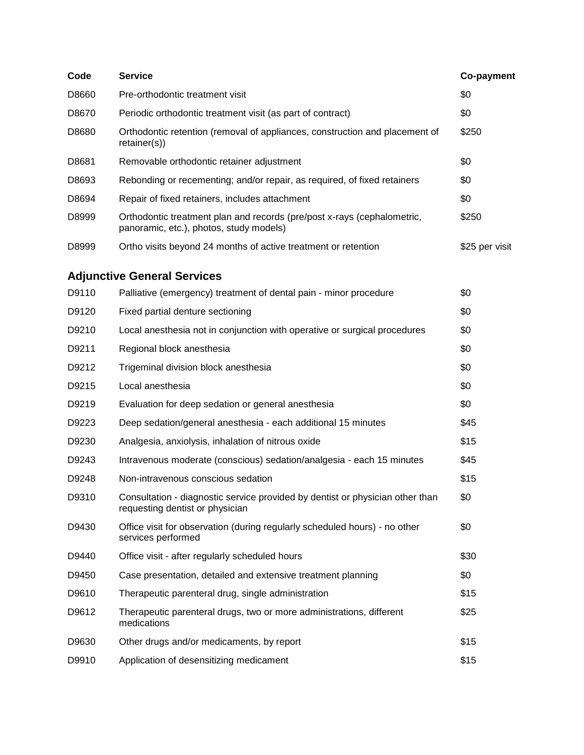| Code | Service | Co-payment |
|---|---|---|
| D8660 | Pre-orthodontic treatment visit | $0 |
| D8670 | Periodic orthodontic treatment visit (as part of contract) | $0 |
| D8680 | Orthodontic retention (removal of appliances, construction and placement of retainer(s)) | $250 |
| D8681 | Removable orthodontic retainer adjustment | $0 |
| D8693 | Rebonding or recementing; and/or repair, as required, of fixed retainers | $0 |
| D8694 | Repair of fixed retainers, includes attachment | $0 |
| D8999 | Orthodontic treatment plan and records (pre/post x-rays (cephalometric, panoramic, etc.), photos, study models) | $250 |
| D8999 | Ortho visits beyond 24 months of active treatment or retention | $25 per visit |

## Adjunctive General Services

| Code | Service | Co-payment |
|---|---|---|
| D9110 | Palliative (emergency) treatment of dental pain - minor procedure | $0 |
| D9120 | Fixed partial denture sectioning | $0 |
| D9210 | Local anesthesia not in conjunction with operative or surgical procedures | $0 |
| D9211 | Regional block anesthesia | $0 |
| D9212 | Trigeminal division block anesthesia | $0 |
| D9215 | Local anesthesia | $0 |
| D9219 | Evaluation for deep sedation or general anesthesia | $0 |
| D9223 | Deep sedation/general anesthesia - each additional 15 minutes | $45 |
| D9230 | Analgesia, anxiolysis, inhalation of nitrous oxide | $15 |
| D9243 | Intravenous moderate (conscious) sedation/analgesia - each 15 minutes | $45 |
| D9248 | Non-intravenous conscious sedation | $15 |
| D9310 | Consultation - diagnostic service provided by dentist or physician other than requesting dentist or physician | $0 |
| D9430 | Office visit for observation (during regularly scheduled hours) - no other services performed | $0 |
| D9440 | Office visit - after regularly scheduled hours | $30 |
| D9450 | Case presentation, detailed and extensive treatment planning | $0 |
| D9610 | Therapeutic parenteral drug, single administration | $15 |
| D9612 | Therapeutic parenteral drugs, two or more administrations, different medications | $25 |
| D9630 | Other drugs and/or medicaments, by report | $15 |
| D9910 | Application of desensitizing medicament | $15 |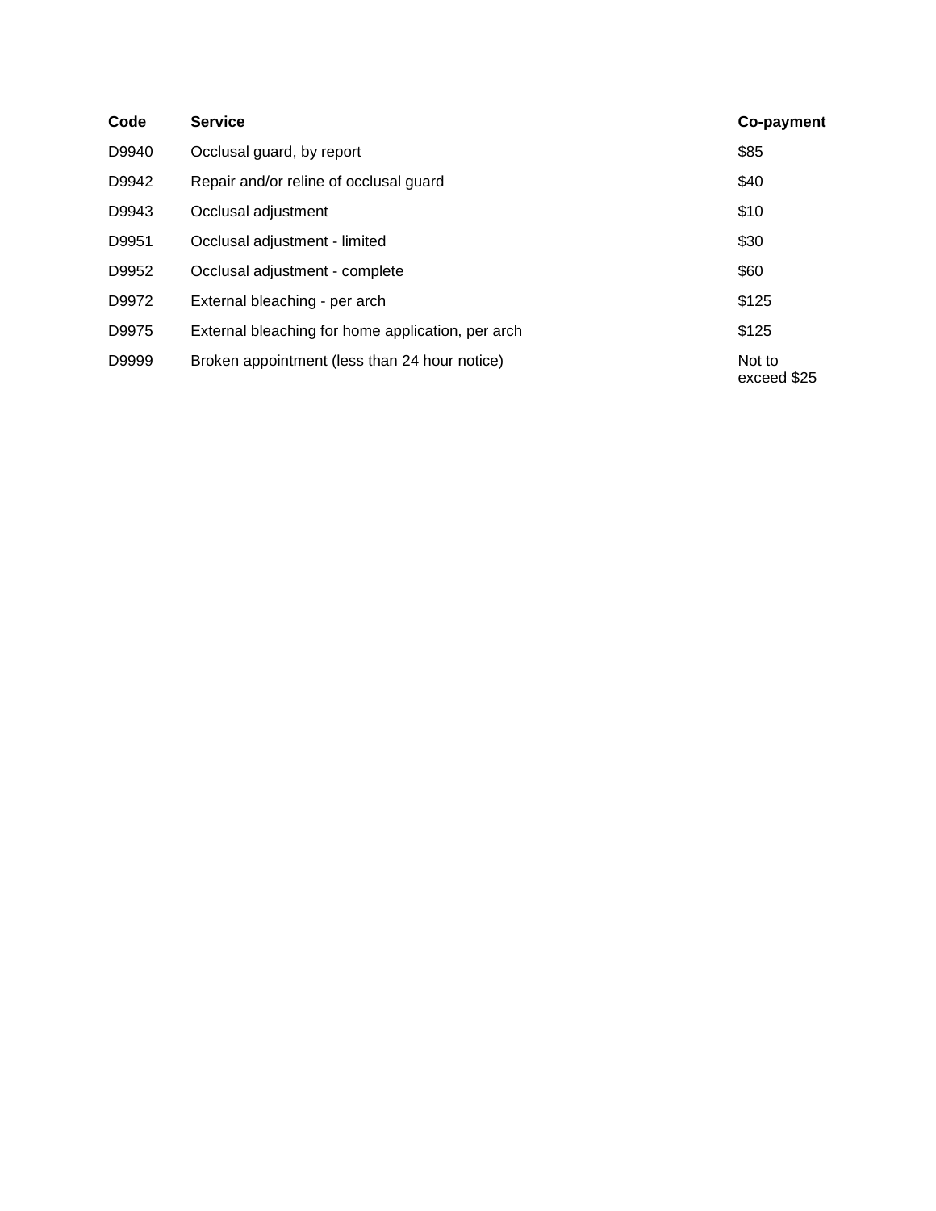| Code | Service | Co-payment |
| --- | --- | --- |
| D9940 | Occlusal guard, by report | $85 |
| D9942 | Repair and/or reline of occlusal guard | $40 |
| D9943 | Occlusal adjustment | $10 |
| D9951 | Occlusal adjustment - limited | $30 |
| D9952 | Occlusal adjustment - complete | $60 |
| D9972 | External bleaching - per arch | $125 |
| D9975 | External bleaching for home application, per arch | $125 |
| D9999 | Broken appointment (less than 24 hour notice) | Not to exceed $25 |